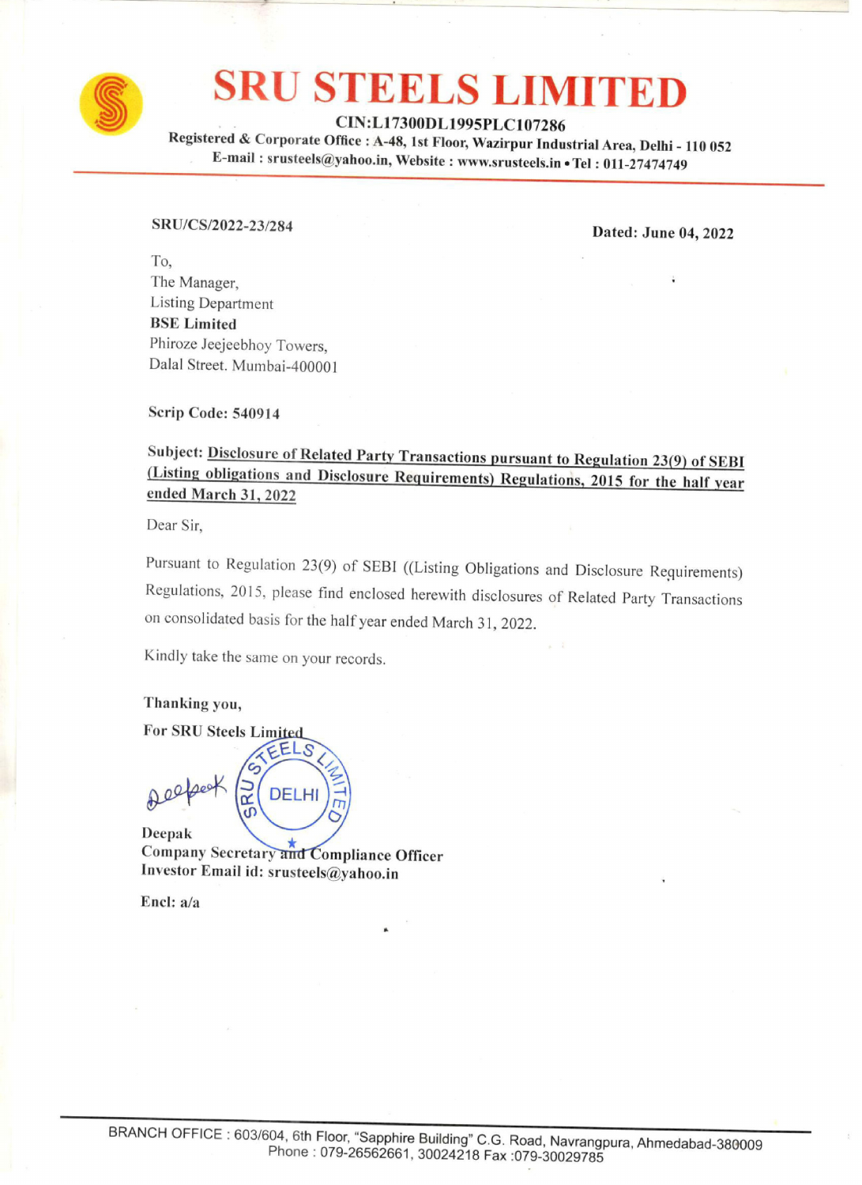# SRU STEELS LIMITED

**CIN:L17300DL1995PLC107286**

**Registered & Corporate Office : A-48, 1st Floor, Wazirpur Industrial Area, Delhi - 110 052**

**E-mail : srusteels@yahoo.in, Website : www.srusteels.in • Tel : 011-27474749**

**SRU/CS/2022-23/284** **Dated: June 04, 2022**

To,
The Manager,
Listing Department
**BSE Limited**
Phiroze Jeejeebhoy Towers,
Dalal Street. Mumbai-400001

**Scrip Code: 540914**

**Subject: Disclosure of Related Party Transactions pursuant to Regulation 23(9) of SEBI (Listing obligations and Disclosure Requirements) Regulations, 2015 for the half year ended March 31, 2022**

Dear Sir,

Pursuant to Regulation 23(9) of SEBI ((Listing Obligations and Disclosure Requirements) Regulations, 2015, please find enclosed herewith disclosures of Related Party Transactions on consolidated basis for the half year ended March 31, 2022.

Kindly take the same on your records.

**Thanking you,**

**For SRU Steels Limited**

Deepak

**Deepak**
**Company Secretary and Compliance Officer**
**Investor Email id: srusteels@yahoo.in**

**Encl: a/a**

BRANCH OFFICE : 603/604, 6th Floor, "Sapphire Building" C.G. Road, Navrangpura, Ahmedabad-380009
Phone : 079-26562661, 30024218 Fax :079-30029785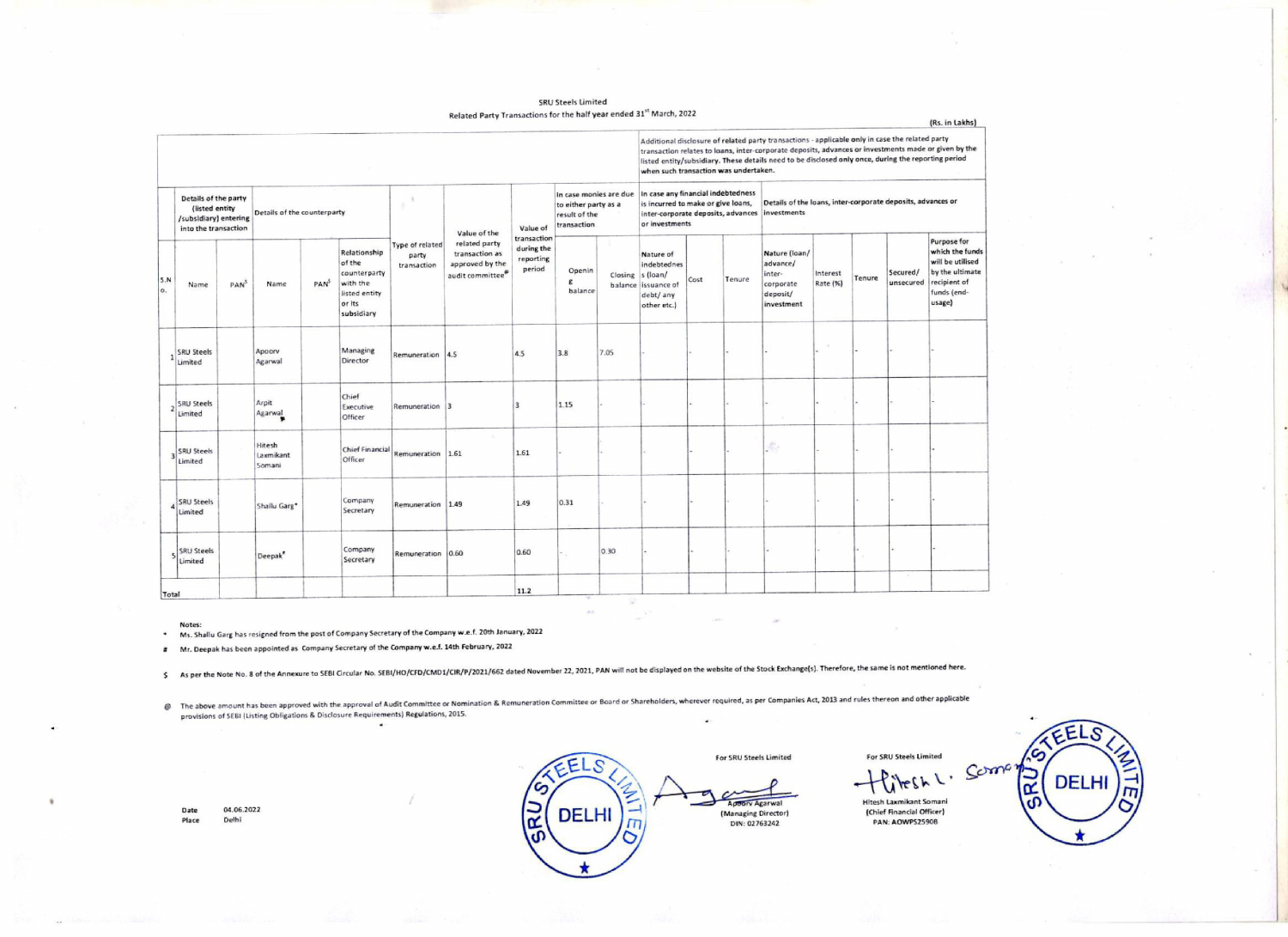SRU Steels Limited

Related Party Transactions for the half year ended 31[st] March, 2022

(Rs. in Lakhs)

| | | | | | | | | | | | Additional disclosure of related party transactions - applicable only in case the related party transaction relates to loans, inter-corporate deposits, advances or investments made or given by the listed entity/subsidiary. These details need to be disclosed only once, during the reporting period when such transaction was undertaken. | | | | | | | | |
|---|---|---|---|---|---|---|---|---|---|---|---|---|---|---|---|---|---|---|
| | Details of the party (listed entity /subsidiary) entering into the transaction | | Details of the counterparty | | | | Value of the related party transaction as approved by the audit committee[@] | Value of transaction during the reporting period | In case monies are due to either party as a result of the transaction | | In case any financial indebtedness is incurred to make or give loans, inter-corporate deposits, advances or investments | | | Details of the loans, inter-corporate deposits, advances or investments | | | | |
| S.No. | Name | PAN[$] | Name | PAN[$] | Relationship of the counterparty with the listed entity or its subsidiary | Type of related party transaction | | | Opening balance | Closing balance | Nature of indebtedness (loan/ issuance of debt/ any other etc.) | Cost | Tenure | Nature (loan/ advance/ inter-corporate deposit/ investment | Interest Rate (%) | Tenure | Secured/ unsecured | Purpose for which the funds will be utilised by the ultimate recipient of funds (end-usage) |
| 1 | SRU Steels Limited | | Apoorv Agarwal | | Managing Director | Remuneration | 4.5 | 4.5 | 3.8 | 7.05 | - | - | - | - | - | - | - | - |
| 2 | SRU Steels Limited | | Arpit Agarwal | | Chief Executive Officer | Remuneration | 3 | 3 | 1.15 | - | - | - | - | - | - | - | - | - |
| 3 | SRU Steels Limited | | Hitesh Laxmikant Somani | | Chief Financial Officer | Remuneration | 1.61 | 1.61 | - | - | - | - | - | - | - | - | - | - |
| 4 | SRU Steels Limited | | Shallu Garg* | | Company Secretary | Remuneration | 1.49 | 1.49 | 0.31 | - | - | - | - | - | - | - | - | - |
| 5 | SRU Steels Limited | | Deepak[#] | | Company Secretary | Remuneration | 0.60 | 0.60 | - | 0.30 | - | - | - | - | - | - | - | - |
| Total | | | | | | | | 11.2 | | | | | | | | | | |

Notes:

\* Ms. Shallu Garg has resigned from the post of Company Secretary of the Company w.e.f. 20th January, 2022

\# Mr. Deepak has been appointed as Company Secretary of the Company w.e.f. 14th February, 2022

$ As per the Note No. 8 of the Annexure to SEBI Circular No. SEBI/HO/CFD/CMD1/CIR/P/2021/662 dated November 22, 2021, PAN will not be displayed on the website of the Stock Exchange(s). Therefore, the same is not mentioned here.

@ The above amount has been approved with the approval of Audit Committee or Nomination & Remuneration Committee or Board or Shareholders, wherever required, as per Companies Act, 2013 and rules thereon and other applicable provisions of SEBI (Listing Obligations & Disclosure Requirements) Regulations, 2015.

Date 04.06.2022
Place Delhi

For SRU Steels Limited

Apoorv Agarwal
(Managing Director)
DIN: 02763242

For SRU Steels Limited

Hitesh Laxmikant Somani
(Chief Financial Officer)
PAN: AOWPS2590B